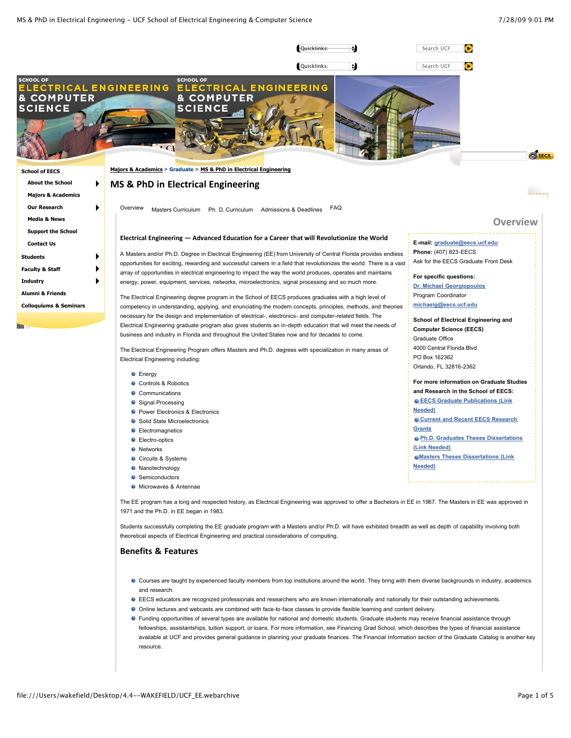Quicklinks: Search UCF

Quicklinks: Search UCF

SCHOOL OF ELECTRICAL ENGINEERING & COMPUTER SCIENCE

- School of EECS
  - About the School
  - Majors & Academics
  - Our Research
  - Media & News
  - Support the School
  - Contact Us
- Students
- Faculty & Staff
- Industry
- Alumni & Friends
- Colloquiums & Seminars

**Majors & Academics** > **Graduate** > **MS & PhD in Electrical Engineering**

# MS & PhD in Electrical Engineering

Overview | Masters Curriculum | Ph. D. Curriculum | Admissions & Deadlines | FAQ

## Overview

**Electrical Engineering — Advanced Education for a Career that will Revolutionize the World**

A Masters and/or Ph.D. Degree in Electrical Engineering (EE) from University of Central Florida provides endless opportunities for exciting, rewarding and successful careers in a field that revolutionizes the world. There is a vast array of opportunities in electrical engineering to impact the way the world produces, operates and maintains energy, power, equipment, services, networks, microelectronics, signal processing and so much more.

The Electrical Engineering degree program in the School of EECS produces graduates with a high level of competency in understanding, applying, and enunciating the modern concepts, principles, methods, and theories necessary for the design and implementation of electrical-, electronics- and computer-related fields. The Electrical Engineering graduate program also gives students an in-depth education that will meet the needs of business and industry in Florida and throughout the United States now and for decades to come.

The Electrical Engineering Program offers Masters and Ph.D. degrees with specialization in many areas of Electrical Engineering including:

- Energy
- Controls & Robotics
- Communications
- Signal Processing
- Power Electronics & Electronics
- Solid State Microelectronics
- Electromagnetics
- Electro-optics
- Networks
- Circuits & Systems
- Nanotechnology
- Semiconductors
- Microwaves & Antennae

**E-mail:** graduate@eecs.ucf.edu
**Phone:** (407) 823-EECS
Ask for the EECS Graduate Front Desk

**For specific questions:**
Dr. Michael Georgiopoulos
Program Coordinator
michaelg@eecs.ucf.edu

**School of Electrical Engineering and Computer Science (EECS)**
Graduate Office
4000 Central Florida Blvd.
PO Box 162362
Orlando, FL 32816-2362

**For more information on Graduate Studies and Research in the School of EECS:**

- EECS Graduate Publications (Link Needed)
- Current and Recent EECS Research Grants
- Ph.D. Graduates Theses Dissertations (Link Needed)
- Masters Theses Dissertations (Link Needed)

The EE program has a long and respected history, as Electrical Engineering was approved to offer a Bachelors in EE in 1967. The Masters in EE was approved in 1971 and the Ph.D. in EE began in 1983.

Students successfully completing the EE graduate program with a Masters and/or Ph.D. will have exhibited breadth as well as depth of capability involving both theoretical aspects of Electrical Engineering and practical considerations of computing.

## Benefits & Features

- Courses are taught by experienced faculty members from top institutions around the world. They bring with them diverse backgrounds in industry, academics and research.
- EECS educators are recognized professionals and researchers who are known internationally and nationally for their outstanding achievements.
- Online lectures and webcasts are combined with face-to-face classes to provide flexible learning and content delivery.
- Funding opportunities of several types are available for national and domestic students. Graduate students may receive financial assistance through fellowships, assistantships, tuition support, or loans. For more information, see Financing Grad School, which describes the types of financial assistance available at UCF and provides general guidance in planning your graduate finances. The Financial Information section of the Graduate Catalog is another key resource.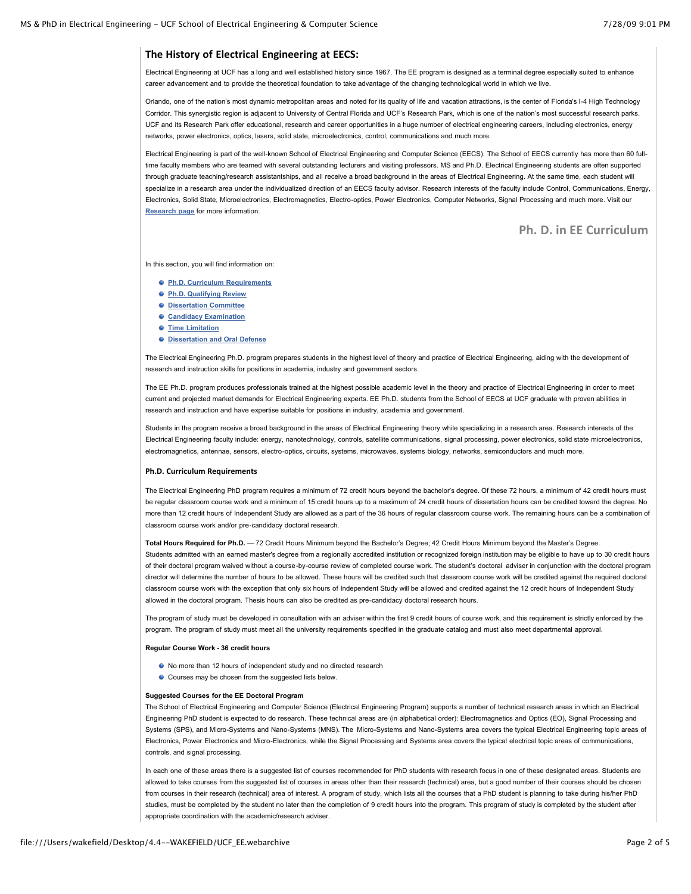## The History of Electrical Engineering at EECS:

Electrical Engineering at UCF has a long and well established history since 1967. The EE program is designed as a terminal degree especially suited to enhance career advancement and to provide the theoretical foundation to take advantage of the changing technological world in which we live.

Orlando, one of the nation's most dynamic metropolitan areas and noted for its quality of life and vacation attractions, is the center of Florida's I-4 High Technology Corridor. This synergistic region is adjacent to University of Central Florida and UCF's Research Park, which is one of the nation's most successful research parks. UCF and its Research Park offer educational, research and career opportunities in a huge number of electrical engineering careers, including electronics, energy networks, power electronics, optics, lasers, solid state, microelectronics, control, communications and much more.

Electrical Engineering is part of the well-known School of Electrical Engineering and Computer Science (EECS). The School of EECS currently has more than 60 full-time faculty members who are teamed with several outstanding lecturers and visiting professors. MS and Ph.D. Electrical Engineering students are often supported through graduate teaching/research assistantships, and all receive a broad background in the areas of Electrical Engineering. At the same time, each student will specialize in a research area under the individualized direction of an EECS faculty advisor. Research interests of the faculty include Control, Communications, Energy, Electronics, Solid State, Microelectronics, Electromagnetics, Electro-optics, Power Electronics, Computer Networks, Signal Processing and much more. Visit our **Research page** for more information.

## Ph. D. in EE Curriculum

In this section, you will find information on:

- **Ph.D. Curriculum Requirements**
- **Ph.D. Qualifying Review**
- **Dissertation Committee**
- **Candidacy Examination**
- **Time Limitation**
- **Dissertation and Oral Defense**

The Electrical Engineering Ph.D. program prepares students in the highest level of theory and practice of Electrical Engineering, aiding with the development of research and instruction skills for positions in academia, industry and government sectors.

The EE Ph.D. program produces professionals trained at the highest possible academic level in the theory and practice of Electrical Engineering in order to meet current and projected market demands for Electrical Engineering experts. EE Ph.D. students from the School of EECS at UCF graduate with proven abilities in research and instruction and have expertise suitable for positions in industry, academia and government.

Students in the program receive a broad background in the areas of Electrical Engineering theory while specializing in a research area. Research interests of the Electrical Engineering faculty include: energy, nanotechnology, controls, satellite communications, signal processing, power electronics, solid state microelectronics, electromagnetics, antennae, sensors, electro-optics, circuits, systems, microwaves, systems biology, networks, semiconductors and much more.

### Ph.D. Curriculum Requirements

The Electrical Engineering PhD program requires a minimum of 72 credit hours beyond the bachelor's degree. Of these 72 hours, a minimum of 42 credit hours must be regular classroom course work and a minimum of 15 credit hours up to a maximum of 24 credit hours of dissertation hours can be credited toward the degree. No more than 12 credit hours of Independent Study are allowed as a part of the 36 hours of regular classroom course work. The remaining hours can be a combination of classroom course work and/or pre-candidacy doctoral research.

**Total Hours Required for Ph.D.** — 72 Credit Hours Minimum beyond the Bachelor's Degree; 42 Credit Hours Minimum beyond the Master's Degree. Students admitted with an earned master's degree from a regionally accredited institution or recognized foreign institution may be eligible to have up to 30 credit hours of their doctoral program waived without a course-by-course review of completed course work. The student's doctoral adviser in conjunction with the doctoral program director will determine the number of hours to be allowed. These hours will be credited such that classroom course work will be credited against the required doctoral classroom course work with the exception that only six hours of Independent Study will be allowed and credited against the 12 credit hours of Independent Study allowed in the doctoral program. Thesis hours can also be credited as pre-candidacy doctoral research hours.

The program of study must be developed in consultation with an adviser within the first 9 credit hours of course work, and this requirement is strictly enforced by the program. The program of study must meet all the university requirements specified in the graduate catalog and must also meet departmental approval.

**Regular Course Work - 36 credit hours**

- No more than 12 hours of independent study and no directed research
- Courses may be chosen from the suggested lists below.

**Suggested Courses for the EE Doctoral Program**

The School of Electrical Engineering and Computer Science (Electrical Engineering Program) supports a number of technical research areas in which an Electrical Engineering PhD student is expected to do research. These technical areas are (in alphabetical order): Electromagnetics and Optics (EO), Signal Processing and Systems (SPS), and Micro-Systems and Nano-Systems (MNS). The Micro-Systems and Nano-Systems area covers the typical Electrical Engineering topic areas of Electronics, Power Electronics and Micro-Electronics, while the Signal Processing and Systems area covers the typical electrical topic areas of communications, controls, and signal processing.

In each one of these areas there is a suggested list of courses recommended for PhD students with research focus in one of these designated areas. Students are allowed to take courses from the suggested list of courses in areas other than their research (technical) area, but a good number of their courses should be chosen from courses in their research (technical) area of interest. A program of study, which lists all the courses that a PhD student is planning to take during his/her PhD studies, must be completed by the student no later than the completion of 9 credit hours into the program. This program of study is completed by the student after appropriate coordination with the academic/research adviser.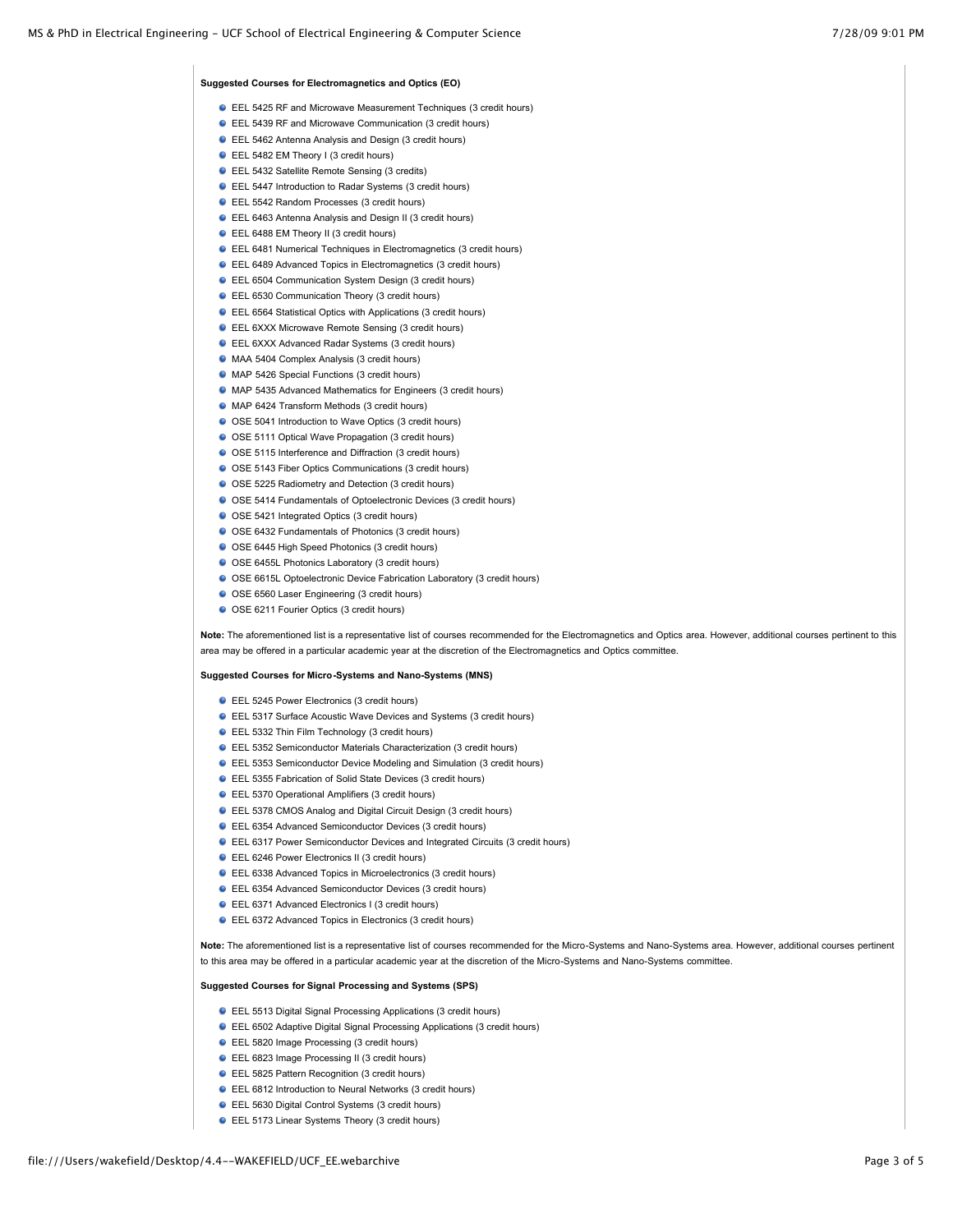**Suggested Courses for Electromagnetics and Optics (EO)**

- EEL 5425 RF and Microwave Measurement Techniques (3 credit hours)
- EEL 5439 RF and Microwave Communication (3 credit hours)
- EEL 5462 Antenna Analysis and Design (3 credit hours)
- EEL 5482 EM Theory I (3 credit hours)
- EEL 5432 Satellite Remote Sensing (3 credits)
- EEL 5447 Introduction to Radar Systems (3 credit hours)
- EEL 5542 Random Processes (3 credit hours)
- EEL 6463 Antenna Analysis and Design II (3 credit hours)
- EEL 6488 EM Theory II (3 credit hours)
- EEL 6481 Numerical Techniques in Electromagnetics (3 credit hours)
- EEL 6489 Advanced Topics in Electromagnetics (3 credit hours)
- EEL 6504 Communication System Design (3 credit hours)
- EEL 6530 Communication Theory (3 credit hours)
- EEL 6564 Statistical Optics with Applications (3 credit hours)
- EEL 6XXX Microwave Remote Sensing (3 credit hours)
- EEL 6XXX Advanced Radar Systems (3 credit hours)
- MAA 5404 Complex Analysis (3 credit hours)
- MAP 5426 Special Functions (3 credit hours)
- MAP 5435 Advanced Mathematics for Engineers (3 credit hours)
- MAP 6424 Transform Methods (3 credit hours)
- OSE 5041 Introduction to Wave Optics (3 credit hours)
- OSE 5111 Optical Wave Propagation (3 credit hours)
- OSE 5115 Interference and Diffraction (3 credit hours)
- OSE 5143 Fiber Optics Communications (3 credit hours)
- OSE 5225 Radiometry and Detection (3 credit hours)
- OSE 5414 Fundamentals of Optoelectronic Devices (3 credit hours)
- OSE 5421 Integrated Optics (3 credit hours)
- OSE 6432 Fundamentals of Photonics (3 credit hours)
- OSE 6445 High Speed Photonics (3 credit hours)
- OSE 6455L Photonics Laboratory (3 credit hours)
- OSE 6615L Optoelectronic Device Fabrication Laboratory (3 credit hours)
- OSE 6560 Laser Engineering (3 credit hours)
- OSE 6211 Fourier Optics (3 credit hours)

**Note:** The aforementioned list is a representative list of courses recommended for the Electromagnetics and Optics area. However, additional courses pertinent to this area may be offered in a particular academic year at the discretion of the Electromagnetics and Optics committee.

**Suggested Courses for Micro-Systems and Nano-Systems (MNS)**

- EEL 5245 Power Electronics (3 credit hours)
- EEL 5317 Surface Acoustic Wave Devices and Systems (3 credit hours)
- EEL 5332 Thin Film Technology (3 credit hours)
- EEL 5352 Semiconductor Materials Characterization (3 credit hours)
- EEL 5353 Semiconductor Device Modeling and Simulation (3 credit hours)
- EEL 5355 Fabrication of Solid State Devices (3 credit hours)
- EEL 5370 Operational Amplifiers (3 credit hours)
- EEL 5378 CMOS Analog and Digital Circuit Design (3 credit hours)
- EEL 6354 Advanced Semiconductor Devices (3 credit hours)
- EEL 6317 Power Semiconductor Devices and Integrated Circuits (3 credit hours)
- EEL 6246 Power Electronics II (3 credit hours)
- EEL 6338 Advanced Topics in Microelectronics (3 credit hours)
- EEL 6354 Advanced Semiconductor Devices (3 credit hours)
- EEL 6371 Advanced Electronics I (3 credit hours)
- EEL 6372 Advanced Topics in Electronics (3 credit hours)

**Note:** The aforementioned list is a representative list of courses recommended for the Micro-Systems and Nano-Systems area. However, additional courses pertinent to this area may be offered in a particular academic year at the discretion of the Micro-Systems and Nano-Systems committee.

**Suggested Courses for Signal Processing and Systems (SPS)**

- EEL 5513 Digital Signal Processing Applications (3 credit hours)
- EEL 6502 Adaptive Digital Signal Processing Applications (3 credit hours)
- EEL 5820 Image Processing (3 credit hours)
- EEL 6823 Image Processing II (3 credit hours)
- EEL 5825 Pattern Recognition (3 credit hours)
- EEL 6812 Introduction to Neural Networks (3 credit hours)
- EEL 5630 Digital Control Systems (3 credit hours)
- EEL 5173 Linear Systems Theory (3 credit hours)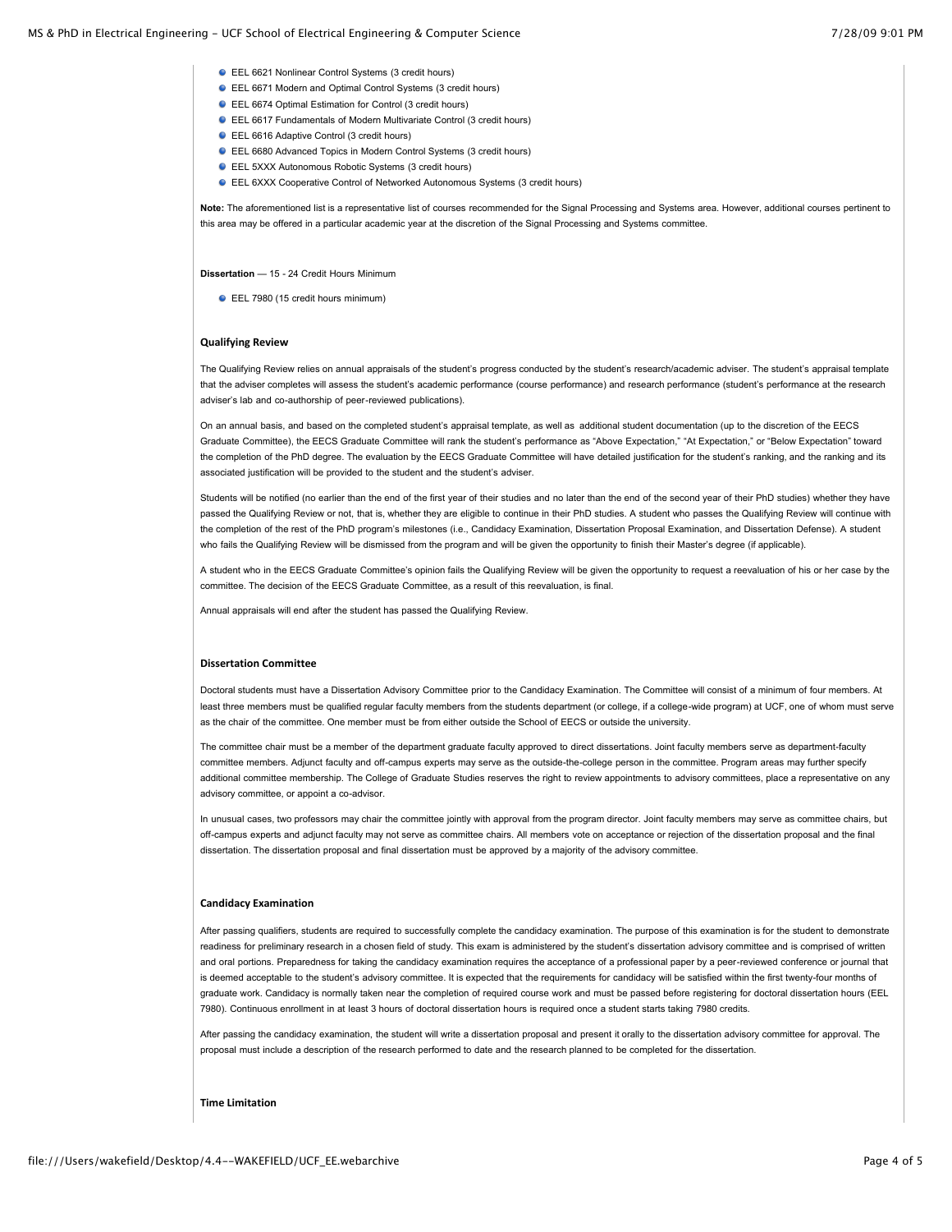- EEL 6621 Nonlinear Control Systems (3 credit hours)
- EEL 6671 Modern and Optimal Control Systems (3 credit hours)
- EEL 6674 Optimal Estimation for Control (3 credit hours)
- EEL 6617 Fundamentals of Modern Multivariate Control (3 credit hours)
- EEL 6616 Adaptive Control (3 credit hours)
- EEL 6680 Advanced Topics in Modern Control Systems (3 credit hours)
- EEL 5XXX Autonomous Robotic Systems (3 credit hours)
- EEL 6XXX Cooperative Control of Networked Autonomous Systems (3 credit hours)

**Note:** The aforementioned list is a representative list of courses recommended for the Signal Processing and Systems area. However, additional courses pertinent to this area may be offered in a particular academic year at the discretion of the Signal Processing and Systems committee.

**Dissertation** — 15 - 24 Credit Hours Minimum

- EEL 7980 (15 credit hours minimum)

#### Qualifying Review

The Qualifying Review relies on annual appraisals of the student's progress conducted by the student's research/academic adviser. The student's appraisal template that the adviser completes will assess the student's academic performance (course performance) and research performance (student's performance at the research adviser's lab and co-authorship of peer-reviewed publications).

On an annual basis, and based on the completed student's appraisal template, as well as additional student documentation (up to the discretion of the EECS Graduate Committee), the EECS Graduate Committee will rank the student's performance as "Above Expectation," "At Expectation," or "Below Expectation" toward the completion of the PhD degree. The evaluation by the EECS Graduate Committee will have detailed justification for the student's ranking, and the ranking and its associated justification will be provided to the student and the student's adviser.

Students will be notified (no earlier than the end of the first year of their studies and no later than the end of the second year of their PhD studies) whether they have passed the Qualifying Review or not, that is, whether they are eligible to continue in their PhD studies. A student who passes the Qualifying Review will continue with the completion of the rest of the PhD program's milestones (i.e., Candidacy Examination, Dissertation Proposal Examination, and Dissertation Defense). A student who fails the Qualifying Review will be dismissed from the program and will be given the opportunity to finish their Master's degree (if applicable).

A student who in the EECS Graduate Committee's opinion fails the Qualifying Review will be given the opportunity to request a reevaluation of his or her case by the committee. The decision of the EECS Graduate Committee, as a result of this reevaluation, is final.

Annual appraisals will end after the student has passed the Qualifying Review.

#### Dissertation Committee

Doctoral students must have a Dissertation Advisory Committee prior to the Candidacy Examination. The Committee will consist of a minimum of four members. At least three members must be qualified regular faculty members from the students department (or college, if a college-wide program) at UCF, one of whom must serve as the chair of the committee. One member must be from either outside the School of EECS or outside the university.

The committee chair must be a member of the department graduate faculty approved to direct dissertations. Joint faculty members serve as department-faculty committee members. Adjunct faculty and off-campus experts may serve as the outside-the-college person in the committee. Program areas may further specify additional committee membership. The College of Graduate Studies reserves the right to review appointments to advisory committees, place a representative on any advisory committee, or appoint a co-advisor.

In unusual cases, two professors may chair the committee jointly with approval from the program director. Joint faculty members may serve as committee chairs, but off-campus experts and adjunct faculty may not serve as committee chairs. All members vote on acceptance or rejection of the dissertation proposal and the final dissertation. The dissertation proposal and final dissertation must be approved by a majority of the advisory committee.

#### Candidacy Examination

After passing qualifiers, students are required to successfully complete the candidacy examination. The purpose of this examination is for the student to demonstrate readiness for preliminary research in a chosen field of study. This exam is administered by the student's dissertation advisory committee and is comprised of written and oral portions. Preparedness for taking the candidacy examination requires the acceptance of a professional paper by a peer-reviewed conference or journal that is deemed acceptable to the student's advisory committee. It is expected that the requirements for candidacy will be satisfied within the first twenty-four months of graduate work. Candidacy is normally taken near the completion of required course work and must be passed before registering for doctoral dissertation hours (EEL 7980). Continuous enrollment in at least 3 hours of doctoral dissertation hours is required once a student starts taking 7980 credits.

After passing the candidacy examination, the student will write a dissertation proposal and present it orally to the dissertation advisory committee for approval. The proposal must include a description of the research performed to date and the research planned to be completed for the dissertation.

#### Time Limitation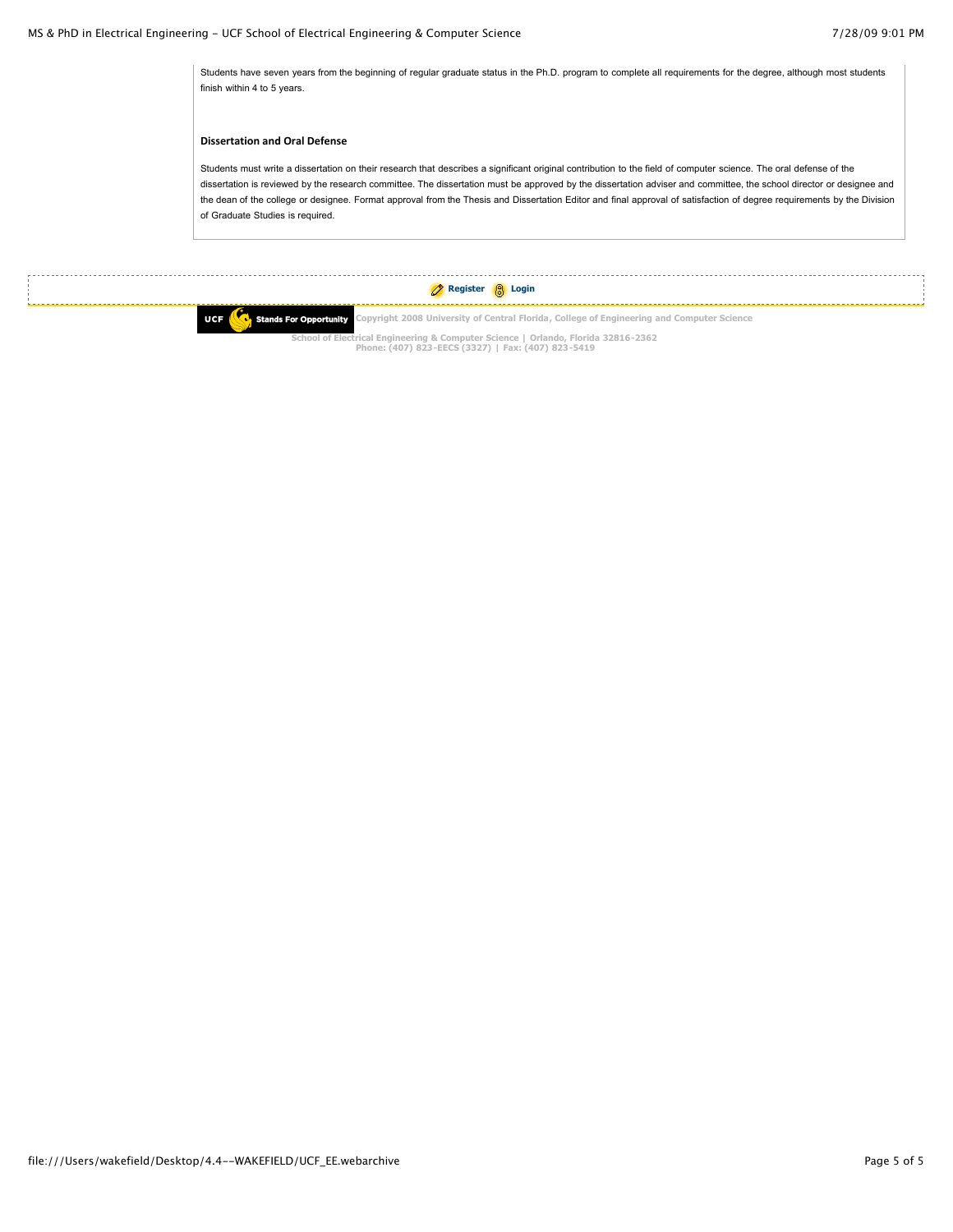Students have seven years from the beginning of regular graduate status in the Ph.D. program to complete all requirements for the degree, although most students finish within 4 to 5 years.

### Dissertation and Oral Defense

Students must write a dissertation on their research that describes a significant original contribution to the field of computer science. The oral defense of the dissertation is reviewed by the research committee. The dissertation must be approved by the dissertation adviser and committee, the school director or designee and the dean of the college or designee. Format approval from the Thesis and Dissertation Editor and final approval of satisfaction of degree requirements by the Division of Graduate Studies is required.

Register Login

UCF Stands For Opportunity Copyright 2008 University of Central Florida, College of Engineering and Computer Science

School of Electrical Engineering & Computer Science | Orlando, Florida 32816-2362
Phone: (407) 823-EECS (3327) | Fax: (407) 823-5419